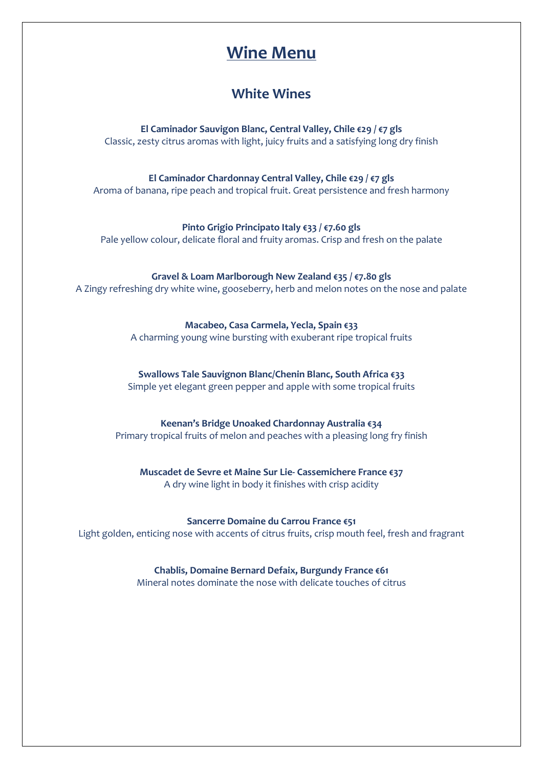# Wine Menu

## White Wines

**El Caminador Sauvigon Blanc, Central Valley, Chile €29 / €7 gls**
Classic, zesty citrus aromas with light, juicy fruits and a satisfying long dry finish

**El Caminador Chardonnay Central Valley, Chile €29 / €7 gls**
Aroma of banana, ripe peach and tropical fruit. Great persistence and fresh harmony

**Pinto Grigio Principato Italy €33 / €7.60 gls**
Pale yellow colour, delicate floral and fruity aromas. Crisp and fresh on the palate

**Gravel & Loam Marlborough New Zealand €35 / €7.80 gls**
A Zingy refreshing dry white wine, gooseberry, herb and melon notes on the nose and palate

**Macabeo, Casa Carmela, Yecla, Spain €33**
A charming young wine bursting with exuberant ripe tropical fruits

**Swallows Tale Sauvignon Blanc/Chenin Blanc, South Africa €33**
Simple yet elegant green pepper and apple with some tropical fruits

**Keenan's Bridge Unoaked Chardonnay Australia €34**
Primary tropical fruits of melon and peaches with a pleasing long fry finish

**Muscadet de Sevre et Maine Sur Lie- Cassemichere France €37**
A dry wine light in body it finishes with crisp acidity

**Sancerre Domaine du Carrou France €51**
Light golden, enticing nose with accents of citrus fruits, crisp mouth feel, fresh and fragrant

**Chablis, Domaine Bernard Defaix, Burgundy France €61**
Mineral notes dominate the nose with delicate touches of citrus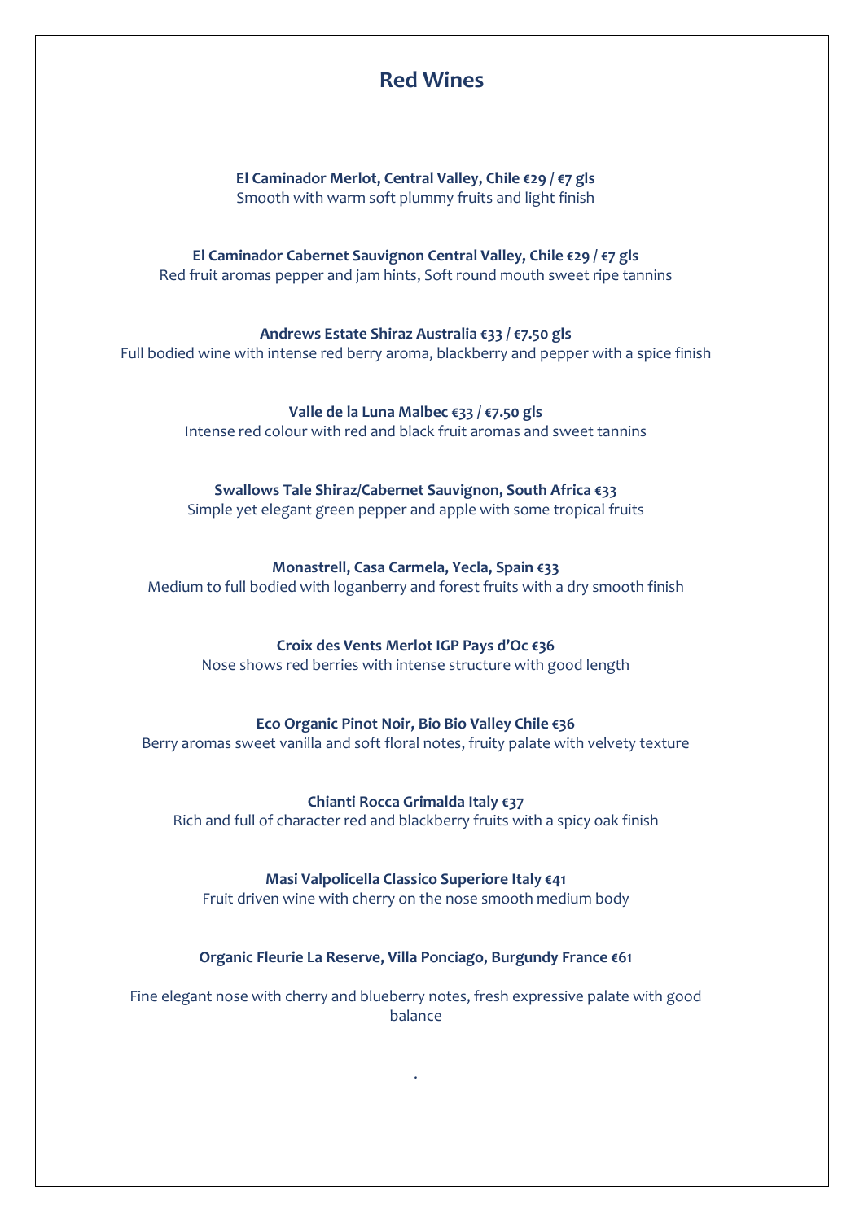# Red Wines

**El Caminador Merlot, Central Valley, Chile €29 / €7 gls**
Smooth with warm soft plummy fruits and light finish

**El Caminador Cabernet Sauvignon Central Valley, Chile €29 / €7 gls**
Red fruit aromas pepper and jam hints, Soft round mouth sweet ripe tannins

**Andrews Estate Shiraz Australia €33 / €7.50 gls**
Full bodied wine with intense red berry aroma, blackberry and pepper with a spice finish

**Valle de la Luna Malbec €33 / €7.50 gls**
Intense red colour with red and black fruit aromas and sweet tannins

**Swallows Tale Shiraz/Cabernet Sauvignon, South Africa €33**
Simple yet elegant green pepper and apple with some tropical fruits

**Monastrell, Casa Carmela, Yecla, Spain €33**
Medium to full bodied with loganberry and forest fruits with a dry smooth finish

**Croix des Vents Merlot IGP Pays d'Oc €36**
Nose shows red berries with intense structure with good length

**Eco Organic Pinot Noir, Bio Bio Valley Chile €36**
Berry aromas sweet vanilla and soft floral notes, fruity palate with velvety texture

**Chianti Rocca Grimalda Italy €37**
Rich and full of character red and blackberry fruits with a spicy oak finish

**Masi Valpolicella Classico Superiore Italy €41**
Fruit driven wine with cherry on the nose smooth medium body

**Organic Fleurie La Reserve, Villa Ponciago, Burgundy France €61**

Fine elegant nose with cherry and blueberry notes, fresh expressive palate with good balance

.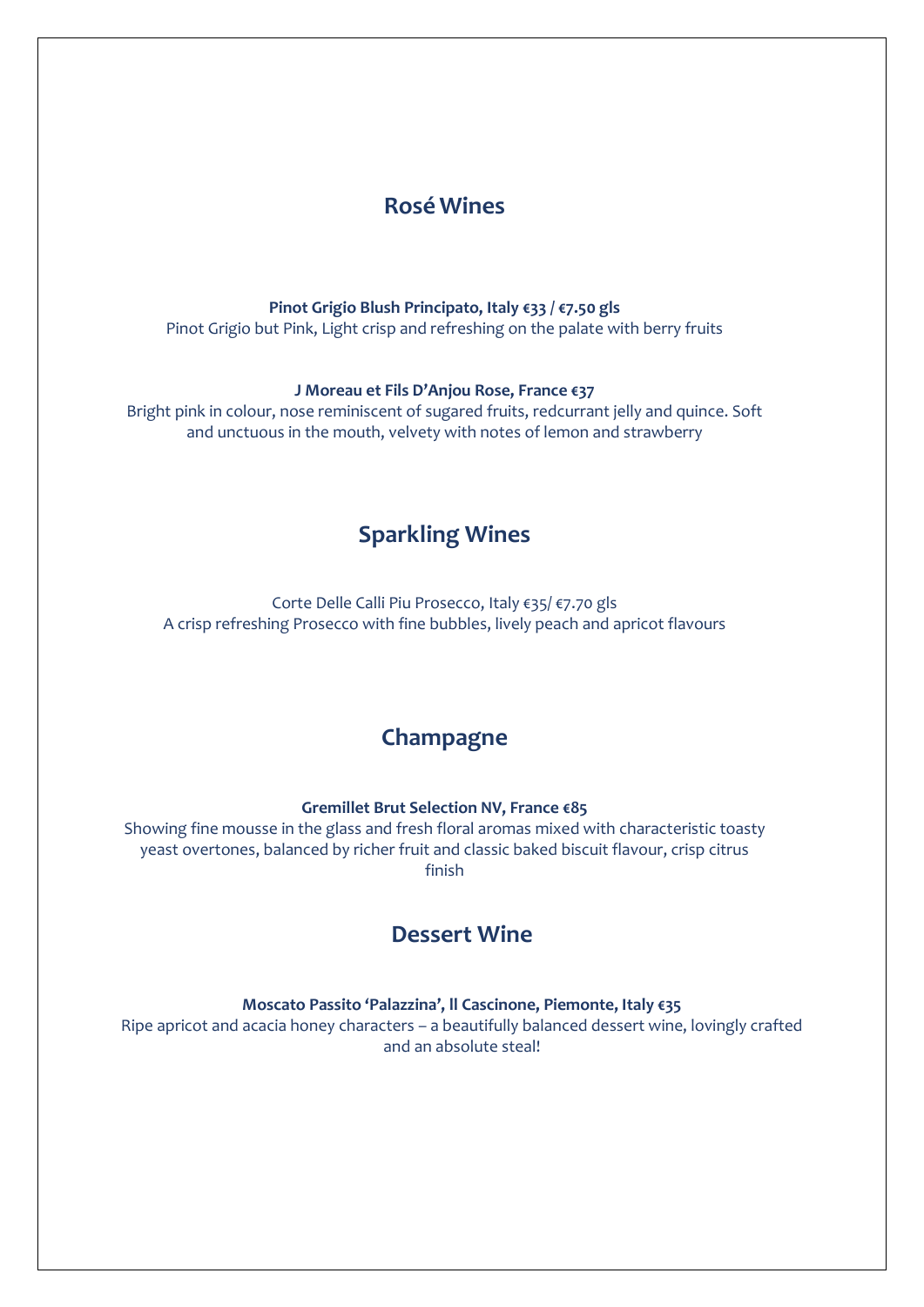## Rosé Wines

**Pinot Grigio Blush Principato, Italy €33 / €7.50 gls**
Pinot Grigio but Pink, Light crisp and refreshing on the palate with berry fruits

**J Moreau et Fils D'Anjou Rose, France €37**
Bright pink in colour, nose reminiscent of sugared fruits, redcurrant jelly and quince. Soft and unctuous in the mouth, velvety with notes of lemon and strawberry

## Sparkling Wines

Corte Delle Calli Piu Prosecco, Italy €35/ €7.70 gls
A crisp refreshing Prosecco with fine bubbles, lively peach and apricot flavours

## Champagne

**Gremillet Brut Selection NV, France €85**
Showing fine mousse in the glass and fresh floral aromas mixed with characteristic toasty yeast overtones, balanced by richer fruit and classic baked biscuit flavour, crisp citrus finish

## Dessert Wine

**Moscato Passito 'Palazzina', Il Cascinone, Piemonte, Italy €35**
Ripe apricot and acacia honey characters – a beautifully balanced dessert wine, lovingly crafted and an absolute steal!